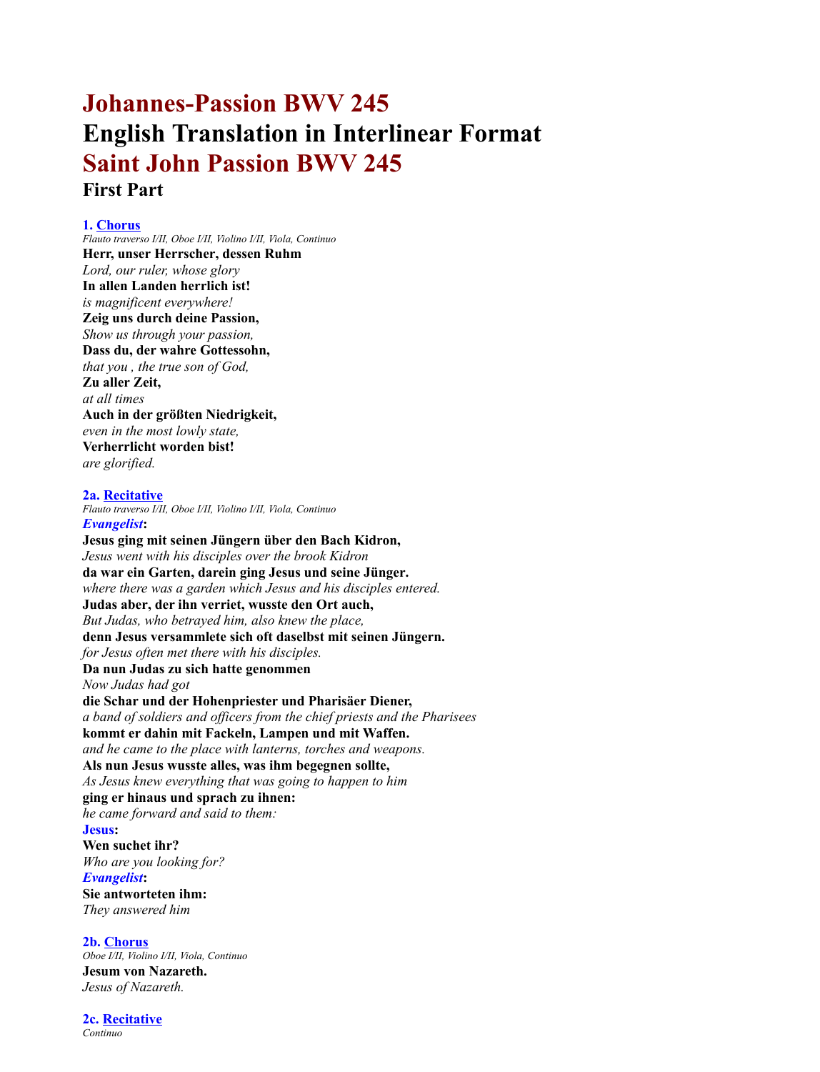# Johannes-Passion BWV 245
# English Translation in Interlinear Format
# Saint John Passion BWV 245
## First Part

**1. Chorus**
*Flauto traverso I/II, Oboe I/II, Violino I/II, Viola, Continuo*
**Herr, unser Herrscher, dessen Ruhm**
*Lord, our ruler, whose glory*
**In allen Landen herrlich ist!**
*is magnificent everywhere!*
**Zeig uns durch deine Passion,**
*Show us through your passion,*
**Dass du, der wahre Gottessohn,**
*that you , the true son of God,*
**Zu aller Zeit,**
*at all times*
**Auch in der größten Niedrigkeit,**
*even in the most lowly state,*
**Verherrlicht worden bist!**
*are glorified.*

**2a. Recitative**
*Flauto traverso I/II, Oboe I/II, Violino I/II, Viola, Continuo*
***Evangelist*:**
**Jesus ging mit seinen Jüngern über den Bach Kidron,**
*Jesus went with his disciples over the brook Kidron*
**da war ein Garten, darein ging Jesus und seine Jünger.**
*where there was a garden which Jesus and his disciples entered.*
**Judas aber, der ihn verriet, wusste den Ort auch,**
*But Judas, who betrayed him, also knew the place,*
**denn Jesus versammlete sich oft daselbst mit seinen Jüngern.**
*for Jesus often met there with his disciples.*
**Da nun Judas zu sich hatte genommen**
*Now Judas had got*
**die Schar und der Hohenpriester und Pharisäer Diener,**
*a band of soldiers and officers from the chief priests and the Pharisees*
**kommt er dahin mit Fackeln, Lampen und mit Waffen.**
*and he came to the place with lanterns, torches and weapons.*
**Als nun Jesus wusste alles, was ihm begegnen sollte,**
*As Jesus knew everything that was going to happen to him*
**ging er hinaus und sprach zu ihnen:**
*he came forward and said to them:*
**Jesus:**
**Wen suchet ihr?**
*Who are you looking for?*
***Evangelist*:**
**Sie antworteten ihm:**
*They answered him*

**2b. Chorus**
*Oboe I/II, Violino I/II, Viola, Continuo*
**Jesum von Nazareth.**
*Jesus of Nazareth.*

**2c. Recitative**
*Continuo*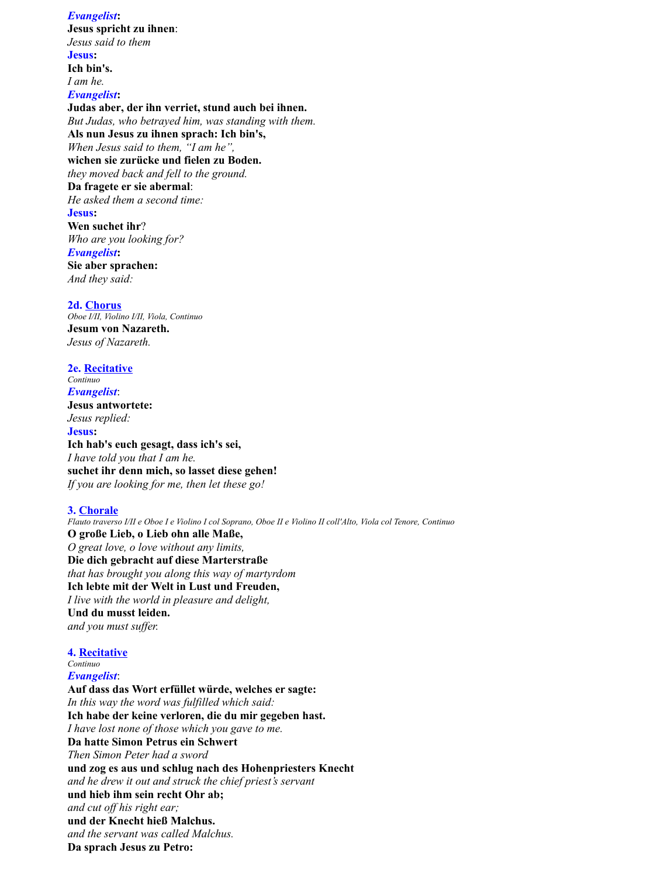***Evangelist*:**

**Jesus spricht zu ihnen**:
*Jesus said to them*

**Jesus:**

**Ich bin's.**
*I am he.*

***Evangelist*:**

**Judas aber, der ihn verriet, stund auch bei ihnen.**
*But Judas, who betrayed him, was standing with them.*
**Als nun Jesus zu ihnen sprach: Ich bin's,**
*When Jesus said to them, "I am he",*
**wichen sie zurücke und fielen zu Boden.**
*they moved back and fell to the ground.*
**Da fragete er sie abermal**:
*He asked them a second time:*

**Jesus:**

**Wen suchet ihr**?
*Who are you looking for?*

***Evangelist*:**

**Sie aber sprachen:**
*And they said:*

### 2d. Chorus

*Oboe I/II, Violino I/II, Viola, Continuo*

**Jesum von Nazareth.**
*Jesus of Nazareth.*

### 2e. Recitative

*Continuo*

***Evangelist*:**

**Jesus antwortete:**
*Jesus replied:*

**Jesus:**

**Ich hab's euch gesagt, dass ich's sei,**
*I have told you that I am he.*
**suchet ihr denn mich, so lasset diese gehen!**
*If you are looking for me, then let these go!*

### 3. Chorale

*Flauto traverso I/II e Oboe I e Violino I col Soprano, Oboe II e Violino II coll'Alto, Viola col Tenore, Continuo*

**O große Lieb, o Lieb ohn alle Maße,**
*O great love, o love without any limits,*
**Die dich gebracht auf diese Marterstraße**
*that has brought you along this way of martyrdom*
**Ich lebte mit der Welt in Lust und Freuden,**
*I live with the world in pleasure and delight,*
**Und du musst leiden.**
*and you must suffer.*

### 4. Recitative

*Continuo*

***Evangelist*:**

**Auf dass das Wort erfüllet würde, welches er sagte:**
*In this way the word was fulfilled which said:*
**Ich habe der keine verloren, die du mir gegeben hast.**
*I have lost none of those which you gave to me.*
**Da hatte Simon Petrus ein Schwert**
*Then Simon Peter had a sword*
**und zog es aus und schlug nach des Hohenpriesters Knecht**
*and he drew it out and struck the chief priest's servant*
**und hieb ihm sein recht Ohr ab;**
*and cut off his right ear;*
**und der Knecht hieß Malchus.**
*and the servant was called Malchus.*
**Da sprach Jesus zu Petro:**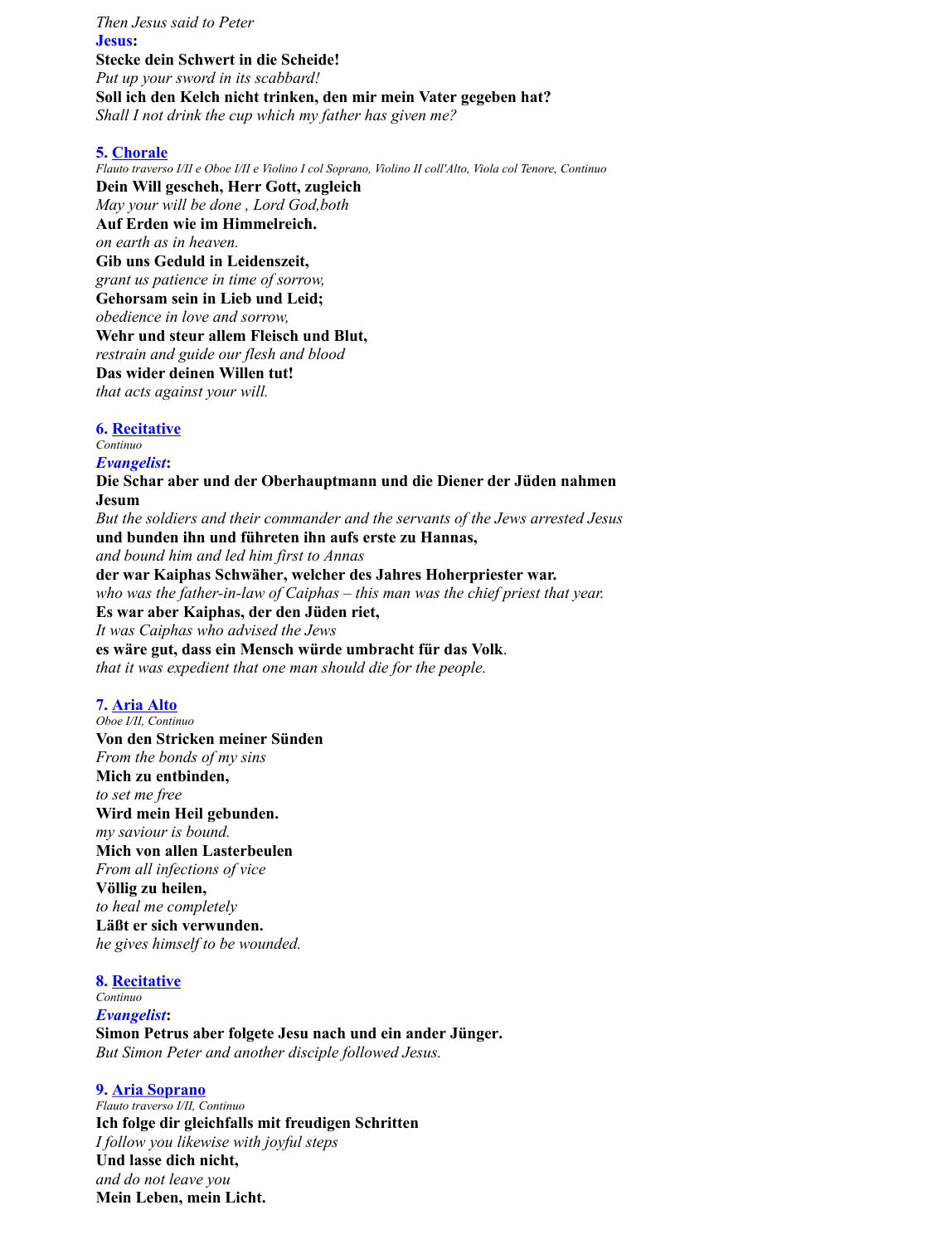*Then Jesus said to Peter*
**Jesus:**
**Stecke dein Schwert in die Scheide!**
*Put up your sword in its scabbard!*
**Soll ich den Kelch nicht trinken, den mir mein Vater gegeben hat?**
*Shall I not drink the cup which my father has given me?*

**5. Chorale**
*Flauto traverso I/II e Oboe I/II e Violino I col Soprano, Violino II coll'Alto, Viola col Tenore, Continuo*
**Dein Will gescheh, Herr Gott, zugleich**
*May your will be done , Lord God,both*
**Auf Erden wie im Himmelreich.**
*on earth as in heaven.*
**Gib uns Geduld in Leidenszeit,**
*grant us patience in time of sorrow,*
**Gehorsam sein in Lieb und Leid;**
*obedience in love and sorrow,*
**Wehr und steur allem Fleisch und Blut,**
*restrain and guide our flesh and blood*
**Das wider deinen Willen tut!**
*that acts against your will.*

**6. Recitative**
*Continuo*
***Evangelist*:**
**Die Schar aber und der Oberhauptmann und die Diener der Jüden nahmen Jesum**
*But the soldiers and their commander and the servants of the Jews arrested Jesus*
**und bunden ihn und führeten ihn aufs erste zu Hannas,**
*and bound him and led him first to Annas*
**der war Kaiphas Schwäher, welcher des Jahres Hoherpriester war.**
*who was the father-in-law of Caiphas – this man was the chief priest that year.*
**Es war aber Kaiphas, der den Jüden riet,**
*It was Caiphas who advised the Jews*
**es wäre gut, dass ein Mensch würde umbracht für das Volk**.
*that it was expedient that one man should die for the people.*

**7. Aria Alto**
*Oboe I/II, Continuo*
**Von den Stricken meiner Sünden**
*From the bonds of my sins*
**Mich zu entbinden,**
*to set me free*
**Wird mein Heil gebunden.**
*my saviour is bound.*
**Mich von allen Lasterbeulen**
*From all infections of vice*
**Völlig zu heilen,**
*to heal me completely*
**Läßt er sich verwunden.**
*he gives himself to be wounded.*

**8. Recitative**
*Continuo*
***Evangelist*:**
**Simon Petrus aber folgete Jesu nach und ein ander Jünger.**
*But Simon Peter and another disciple followed Jesus.*

**9. Aria Soprano**
*Flauto traverso I/II, Continuo*
**Ich folge dir gleichfalls mit freudigen Schritten**
*I follow you likewise with joyful steps*
**Und lasse dich nicht,**
*and do not leave you*
**Mein Leben, mein Licht.**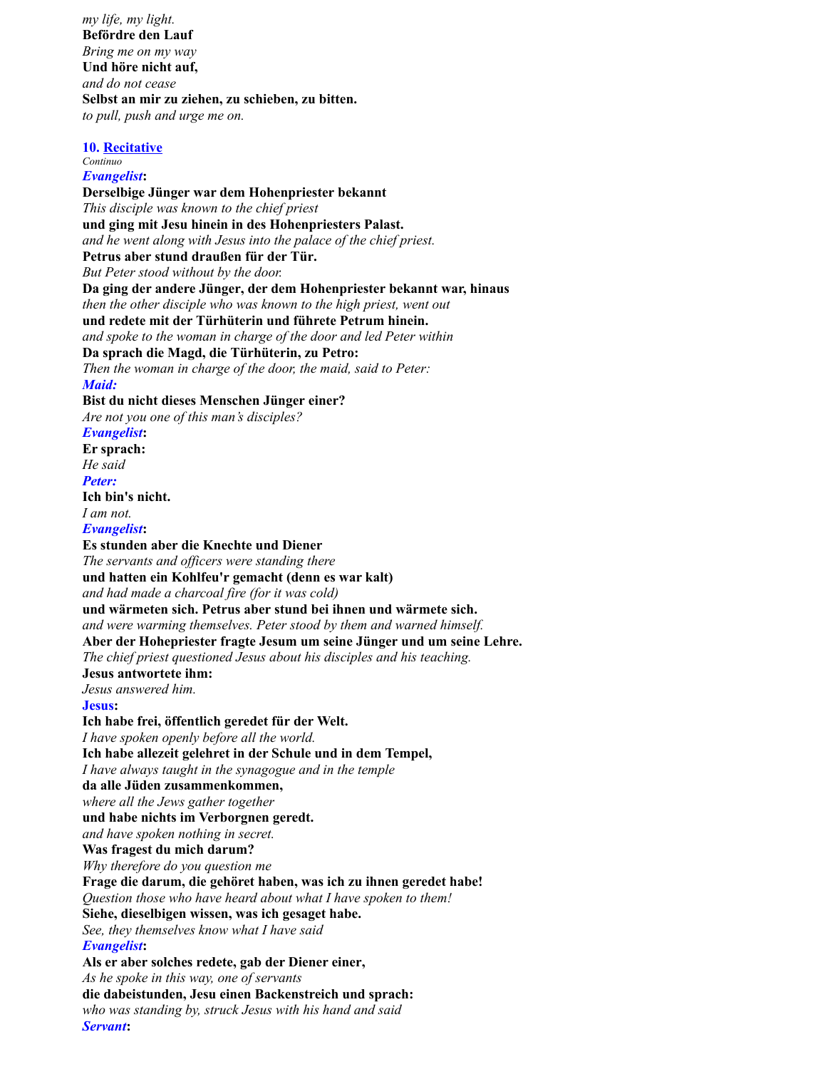*my life, my light.*
**Befördre den Lauf**
*Bring me on my way*
**Und höre nicht auf,**
*and do not cease*
**Selbst an mir zu ziehen, zu schieben, zu bitten.**
*to pull, push and urge me on.*

**10. Recitative**
*Continuo*
***Evangelist*:**
**Derselbige Jünger war dem Hohenpriester bekannt**
*This disciple was known to the chief priest*
**und ging mit Jesu hinein in des Hohenpriesters Palast.**
*and he went along with Jesus into the palace of the chief priest.*
**Petrus aber stund draußen für der Tür.**
*But Peter stood without by the door.*
**Da ging der andere Jünger, der dem Hohenpriester bekannt war, hinaus**
*then the other disciple who was known to the high priest, went out*
**und redete mit der Türhüterin und führete Petrum hinein.**
*and spoke to the woman in charge of the door and led Peter within*
**Da sprach die Magd, die Türhüterin, zu Petro:**
*Then the woman in charge of the door, the maid, said to Peter:*
***Maid:***
**Bist du nicht dieses Menschen Jünger einer?**
*Are not you one of this man's disciples?*
***Evangelist*:**
**Er sprach:**
*He said*
***Peter:***
**Ich bin's nicht.**
*I am not.*
***Evangelist*:**
**Es stunden aber die Knechte und Diener**
*The servants and officers were standing there*
**und hatten ein Kohlfeu'r gemacht (denn es war kalt)**
*and had made a charcoal fire (for it was cold)*
**und wärmeten sich. Petrus aber stund bei ihnen und wärmete sich.**
*and were warming themselves. Peter stood by them and warned himself.*
**Aber der Hohepriester fragte Jesum um seine Jünger und um seine Lehre.**
*The chief priest questioned Jesus about his disciples and his teaching.*
**Jesus antwortete ihm:**
*Jesus answered him.*
**Jesus:**
**Ich habe frei, öffentlich geredet für der Welt.**
*I have spoken openly before all the world.*
**Ich habe allezeit gelehret in der Schule und in dem Tempel,**
*I have always taught in the synagogue and in the temple*
**da alle Jüden zusammenkommen,**
*where all the Jews gather together*
**und habe nichts im Verborgnen geredt.**
*and have spoken nothing in secret.*
**Was fragest du mich darum?**
*Why therefore do you question me*
**Frage die darum, die gehöret haben, was ich zu ihnen geredet habe!**
*Question those who have heard about what I have spoken to them!*
**Siehe, dieselbigen wissen, was ich gesaget habe.**
*See, they themselves know what I have said*
***Evangelist*:**
**Als er aber solches redete, gab der Diener einer,**
*As he spoke in this way, one of servants*
**die dabeistunden, Jesu einen Backenstreich und sprach:**
*who was standing by, struck Jesus with his hand and said*
***Servant*:**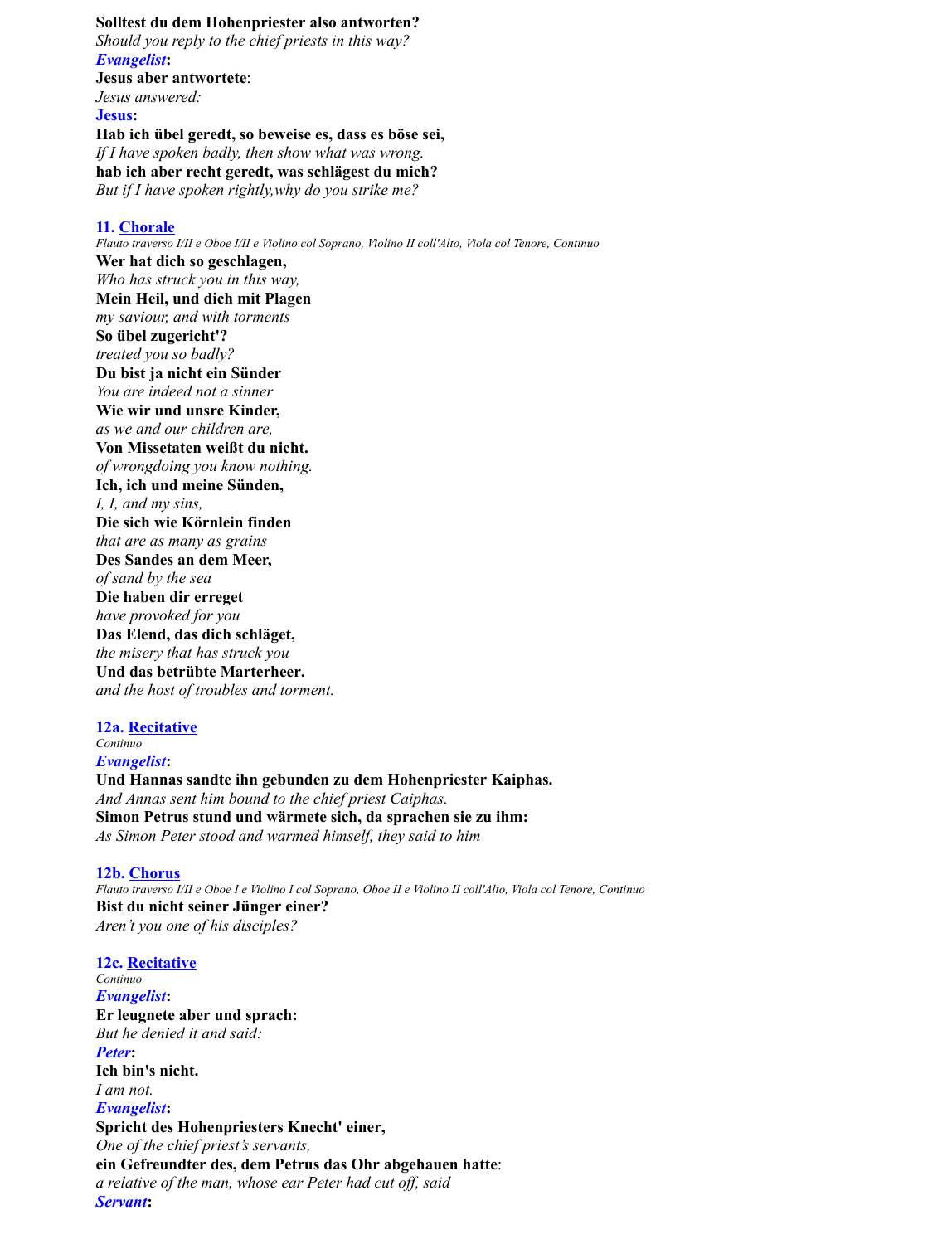**Solltest du dem Hohenpriester also antworten?**
*Should you reply to the chief priests in this way?*
***Evangelist*:**
**Jesus aber antwortete**:
*Jesus answered:*
**Jesus:**
**Hab ich übel geredt, so beweise es, dass es böse sei,**
*If I have spoken badly, then show what was wrong.*
**hab ich aber recht geredt, was schlägest du mich?**
*But if I have spoken rightly,why do you strike me?*

### 11. Chorale

*Flauto traverso I/II e Oboe I/II e Violino col Soprano, Violino II coll'Alto, Viola col Tenore, Continuo*

**Wer hat dich so geschlagen,**
*Who has struck you in this way,*
**Mein Heil, und dich mit Plagen**
*my saviour, and with torments*
**So übel zugericht'?**
*treated you so badly?*
**Du bist ja nicht ein Sünder**
*You are indeed not a sinner*
**Wie wir und unsre Kinder,**
*as we and our children are,*
**Von Missetaten weißt du nicht.**
*of wrongdoing you know nothing.*
**Ich, ich und meine Sünden,**
*I, I, and my sins,*
**Die sich wie Körnlein finden**
*that are as many as grains*
**Des Sandes an dem Meer,**
*of sand by the sea*
**Die haben dir erreget**
*have provoked for you*
**Das Elend, das dich schläget,**
*the misery that has struck you*
**Und das betrübte Marterheer.**
*and the host of troubles and torment.*

### 12a. Recitative

*Continuo*

***Evangelist*:**
**Und Hannas sandte ihn gebunden zu dem Hohenpriester Kaiphas.**
*And Annas sent him bound to the chief priest Caiphas.*
**Simon Petrus stund und wärmete sich, da sprachen sie zu ihm:**
*As Simon Peter stood and warmed himself, they said to him*

### 12b. Chorus

*Flauto traverso I/II e Oboe I e Violino I col Soprano, Oboe II e Violino II coll'Alto, Viola col Tenore, Continuo*

**Bist du nicht seiner Jünger einer?**
*Aren't you one of his disciples?*

### 12c. Recitative

*Continuo*

***Evangelist*:**
**Er leugnete aber und sprach:**
*But he denied it and said:*
***Peter*:**
**Ich bin's nicht.**
*I am not.*
***Evangelist*:**
**Spricht des Hohenpriesters Knecht' einer,**
*One of the chief priest's servants,*
**ein Gefreundter des, dem Petrus das Ohr abgehauen hatte**:
*a relative of the man, whose ear Peter had cut off, said*
***Servant*:**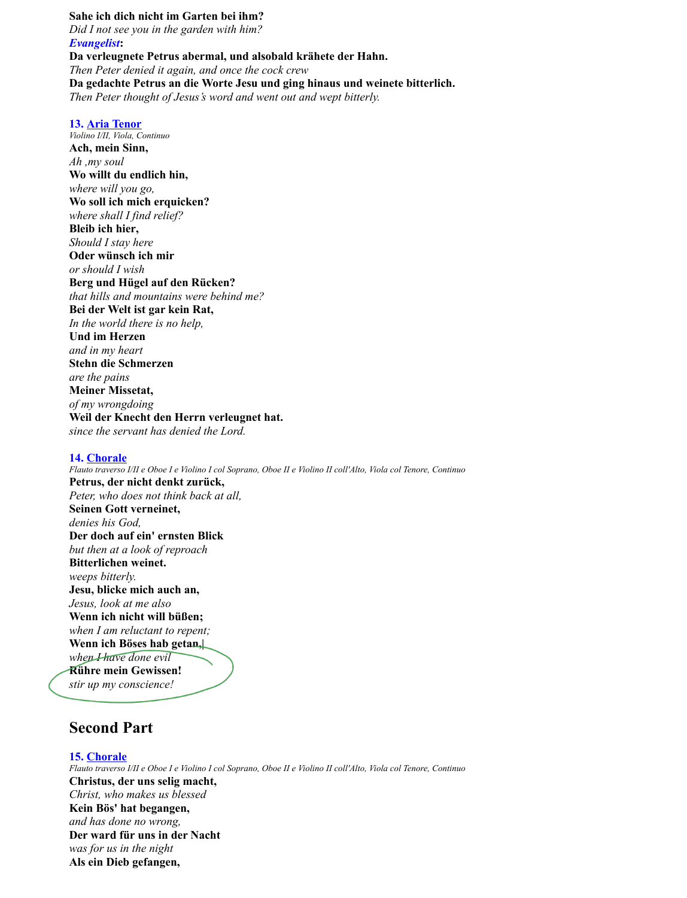**Sahe ich dich nicht im Garten bei ihm?**
*Did I not see you in the garden with him?*
***Evangelist*:**
**Da verleugnete Petrus abermal, und alsobald krähete der Hahn.**
*Then Peter denied it again, and once the cock crew*
**Da gedachte Petrus an die Worte Jesu und ging hinaus und weinete bitterlich.**
*Then Peter thought of Jesus's word and went out and wept bitterly.*

**13. Aria Tenor**
*Violino I/II, Viola, Continuo*
**Ach, mein Sinn,**
*Ah ,my soul*
**Wo willt du endlich hin,**
*where will you go,*
**Wo soll ich mich erquicken?**
*where shall I find relief?*
**Bleib ich hier,**
*Should I stay here*
**Oder wünsch ich mir**
*or should I wish*
**Berg und Hügel auf den Rücken?**
*that hills and mountains were behind me?*
**Bei der Welt ist gar kein Rat,**
*In the world there is no help,*
**Und im Herzen**
*and in my heart*
**Stehn die Schmerzen**
*are the pains*
**Meiner Missetat,**
*of my wrongdoing*
**Weil der Knecht den Herrn verleugnet hat.**
*since the servant has denied the Lord.*

**14. Chorale**
*Flauto traverso I/II e Oboe I e Violino I col Soprano, Oboe II e Violino II coll'Alto, Viola col Tenore, Continuo*
**Petrus, der nicht denkt zurück,**
*Peter, who does not think back at all,*
**Seinen Gott verneinet,**
*denies his God,*
**Der doch auf ein' ernsten Blick**
*but then at a look of reproach*
**Bitterlichen weinet.**
*weeps bitterly.*
**Jesu, blicke mich auch an,**
*Jesus, look at me also*
**Wenn ich nicht will büßen;**
*when I am reluctant to repent;*
**Wenn ich Böses hab getan,**
*when I have done evil*
**Rühre mein Gewissen!**
*stir up my conscience!*

## Second Part

**15. Chorale**
*Flauto traverso I/II e Oboe I e Violino I col Soprano, Oboe II e Violino II coll'Alto, Viola col Tenore, Continuo*
**Christus, der uns selig macht,**
*Christ, who makes us blessed*
**Kein Bös' hat begangen,**
*and has done no wrong,*
**Der ward für uns in der Nacht**
*was for us in the night*
**Als ein Dieb gefangen,**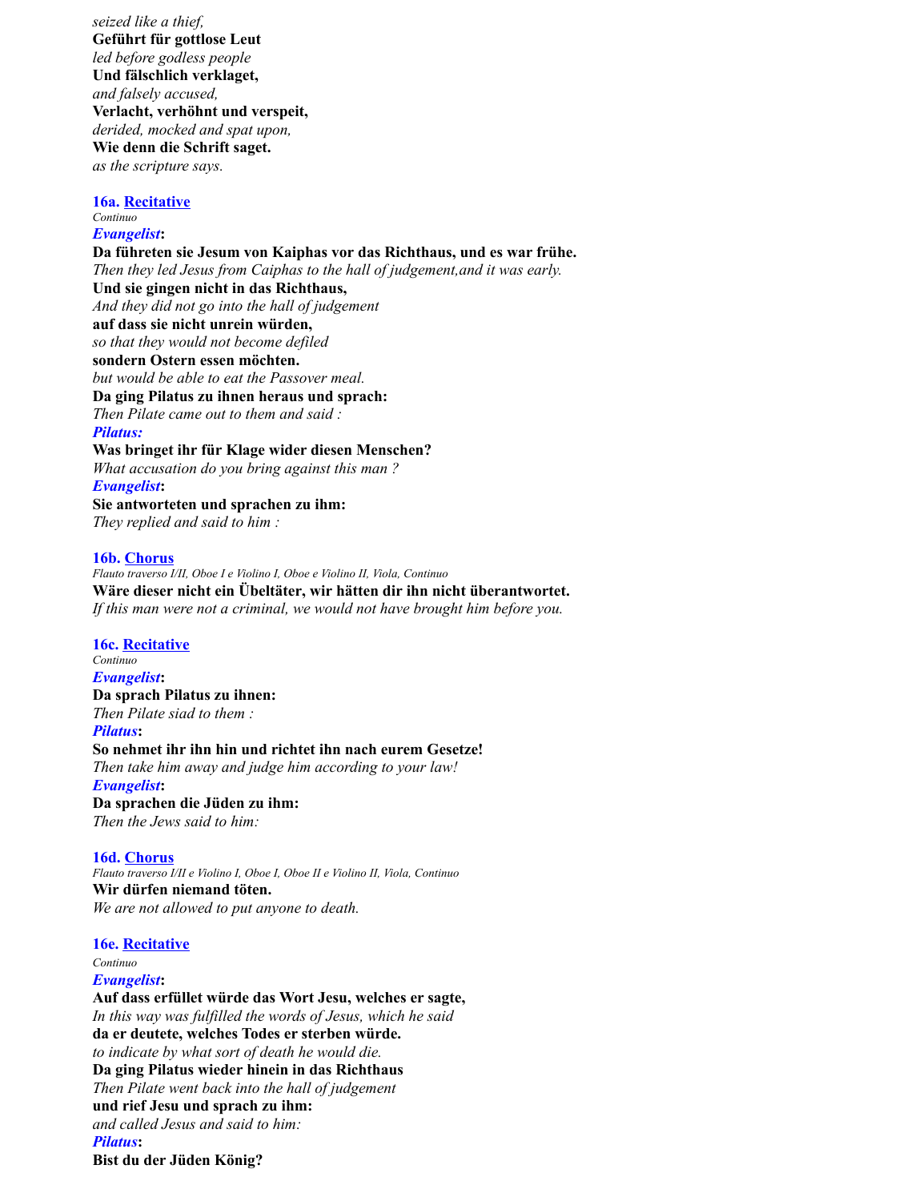*seized like a thief,*
**Geführt für gottlose Leut**
*led before godless people*
**Und fälschlich verklaget,**
*and falsely accused,*
**Verlacht, verhöhnt und verspeit,**
*derided, mocked and spat upon,*
**Wie denn die Schrift saget.**
*as the scripture says.*

### 16a. Recitative

*Continuo*

***Evangelist*:**
**Da führeten sie Jesum von Kaiphas vor das Richthaus, und es war frühe.**
*Then they led Jesus from Caiphas to the hall of judgement,and it was early.*
**Und sie gingen nicht in das Richthaus,**
*And they did not go into the hall of judgement*
**auf dass sie nicht unrein würden,**
*so that they would not become defiled*
**sondern Ostern essen möchten.**
*but would be able to eat the Passover meal.*
**Da ging Pilatus zu ihnen heraus und sprach:**
*Then Pilate came out to them and said :*
***Pilatus:***
**Was bringet ihr für Klage wider diesen Menschen?**
*What accusation do you bring against this man ?*
***Evangelist*:**
**Sie antworteten und sprachen zu ihm:**
*They replied and said to him :*

### 16b. Chorus

*Flauto traverso I/II, Oboe I e Violino I, Oboe e Violino II, Viola, Continuo*

**Wäre dieser nicht ein Übeltäter, wir hätten dir ihn nicht überantwortet.**
*If this man were not a criminal, we would not have brought him before you.*

### 16c. Recitative

*Continuo*

***Evangelist*:**
**Da sprach Pilatus zu ihnen:**
*Then Pilate siad to them :*
***Pilatus*:**
**So nehmet ihr ihn hin und richtet ihn nach eurem Gesetze!**
*Then take him away and judge him according to your law!*
***Evangelist*:**
**Da sprachen die Jüden zu ihm:**
*Then the Jews said to him:*

### 16d. Chorus

*Flauto traverso I/II e Violino I, Oboe I, Oboe II e Violino II, Viola, Continuo*

**Wir dürfen niemand töten.**
*We are not allowed to put anyone to death.*

### 16e. Recitative

*Continuo*

***Evangelist*:**
**Auf dass erfüllet würde das Wort Jesu, welches er sagte,**
*In this way was fulfilled the words of Jesus, which he said*
**da er deutete, welches Todes er sterben würde.**
*to indicate by what sort of death he would die.*
**Da ging Pilatus wieder hinein in das Richthaus**
*Then Pilate went back into the hall of judgement*
**und rief Jesu und sprach zu ihm:**
*and called Jesus and said to him:*
***Pilatus*:**
**Bist du der Jüden König?**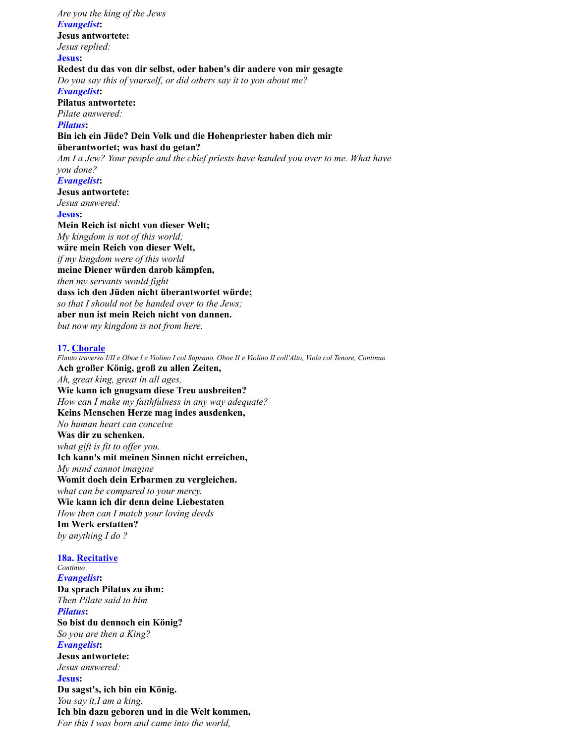*Are you the king of the Jews*

***Evangelist*:**

**Jesus antwortete:**

*Jesus replied:*

**Jesus:**

**Redest du das von dir selbst, oder haben's dir andere von mir gesagte**

*Do you say this of yourself, or did others say it to you about me?*

***Evangelist*:**

**Pilatus antwortete:**

*Pilate answered:*

***Pilatus*:**

**Bin ich ein Jüde? Dein Volk und die Hohenpriester haben dich mir überantwortet; was hast du getan?**

*Am I a Jew? Your people and the chief priests have handed you over to me. What have you done?*

***Evangelist*:**

**Jesus antwortete:**

*Jesus answered:*

**Jesus:**

**Mein Reich ist nicht von dieser Welt;**

*My kingdom is not of this world;*

**wäre mein Reich von dieser Welt,**

*if my kingdom were of this world*

**meine Diener würden darob kämpfen,**

*then my servants would fight*

**dass ich den Jüden nicht überantwortet würde;**

*so that I should not be handed over to the Jews;*

**aber nun ist mein Reich nicht von dannen.**

*but now my kingdom is not from here.*

### 17. Chorale

*Flauto traverso I/II e Oboe I e Violino I col Soprano, Oboe II e Violino II coll'Alto, Viola col Tenore, Continuo*

**Ach großer König, groß zu allen Zeiten,**

*Ah, great king, great in all ages,*

**Wie kann ich gnugsam diese Treu ausbreiten?**

*How can I make my faithfulness in any way adequate?*

**Keins Menschen Herze mag indes ausdenken,**

*No human heart can conceive*

**Was dir zu schenken.**

*what gift is fit to offer you.*

**Ich kann's mit meinen Sinnen nicht erreichen,**

*My mind cannot imagine*

**Womit doch dein Erbarmen zu vergleichen.**

*what can be compared to your mercy.*

**Wie kann ich dir denn deine Liebestaten**

*How then can I match your loving deeds*

**Im Werk erstatten?**

*by anything I do ?*

### 18a. Recitative

*Continuo*

***Evangelist*:**

**Da sprach Pilatus zu ihm:**

*Then Pilate said to him*

***Pilatus*:**

**So bist du dennoch ein König?**

*So you are then a King?*

***Evangelist*:**

**Jesus antwortete:**

*Jesus answered:*

**Jesus:**

**Du sagst's, ich bin ein König.**

*You say it,I am a king.*

**Ich bin dazu geboren und in die Welt kommen,**

*For this I was born and came into the world,*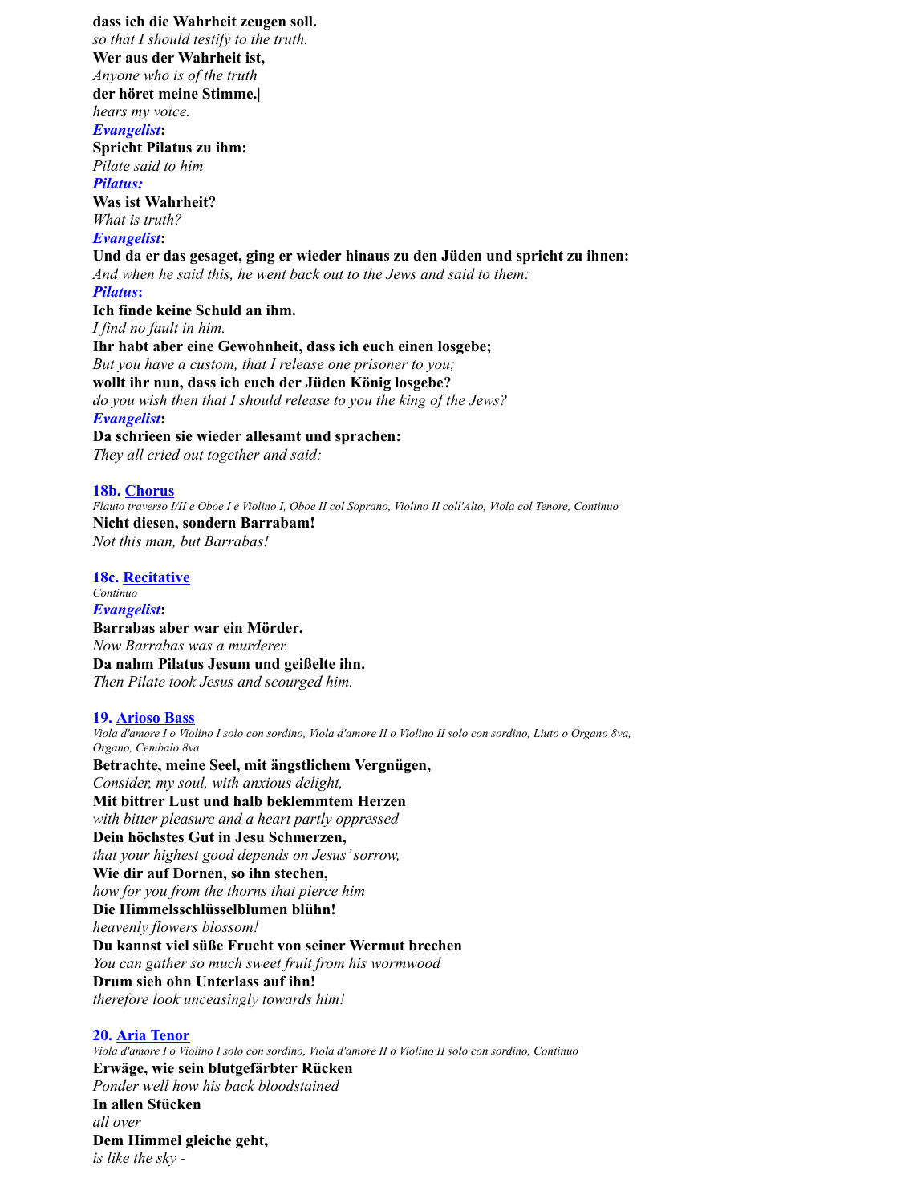**dass ich die Wahrheit zeugen soll.**
*so that I should testify to the truth.*
**Wer aus der Wahrheit ist,**
*Anyone who is of the truth*
**der höret meine Stimme.|**
*hears my voice.*
***Evangelist*:**
**Spricht Pilatus zu ihm:**
*Pilate said to him*
***Pilatus:***
**Was ist Wahrheit?**
*What is truth?*
***Evangelist*:**
**Und da er das gesaget, ging er wieder hinaus zu den Jüden und spricht zu ihnen:**
*And when he said this, he went back out to the Jews and said to them:*
***Pilatus*:**
**Ich finde keine Schuld an ihm.**
*I find no fault in him.*
**Ihr habt aber eine Gewohnheit, dass ich euch einen losgebe;**
*But you have a custom, that I release one prisoner to you;*
**wollt ihr nun, dass ich euch der Jüden König losgebe?**
*do you wish then that I should release to you the king of the Jews?*
***Evangelist*:**
**Da schrieen sie wieder allesamt und sprachen:**
*They all cried out together and said:*

**18b. Chorus**
*Flauto traverso I/II e Oboe I e Violino I, Oboe II col Soprano, Violino II coll'Alto, Viola col Tenore, Continuo*
**Nicht diesen, sondern Barrabam!**
*Not this man, but Barrabas!*

**18c. Recitative**
*Continuo*
***Evangelist*:**
**Barrabas aber war ein Mörder.**
*Now Barrabas was a murderer.*
**Da nahm Pilatus Jesum und geißelte ihn.**
*Then Pilate took Jesus and scourged him.*

**19. Arioso Bass**
*Viola d'amore I o Violino I solo con sordino, Viola d'amore II o Violino II solo con sordino, Liuto o Organo 8va, Organo, Cembalo 8va*
**Betrachte, meine Seel, mit ängstlichem Vergnügen,**
*Consider, my soul, with anxious delight,*
**Mit bittrer Lust und halb beklemmtem Herzen**
*with bitter pleasure and a heart partly oppressed*
**Dein höchstes Gut in Jesu Schmerzen,**
*that your highest good depends on Jesus' sorrow,*
**Wie dir auf Dornen, so ihn stechen,**
*how for you from the thorns that pierce him*
**Die Himmelsschlüsselblumen blühn!**
*heavenly flowers blossom!*
**Du kannst viel süße Frucht von seiner Wermut brechen**
*You can gather so much sweet fruit from his wormwood*
**Drum sieh ohn Unterlass auf ihn!**
*therefore look unceasingly towards him!*

**20. Aria Tenor**
*Viola d'amore I o Violino I solo con sordino, Viola d'amore II o Violino II solo con sordino, Continuo*
**Erwäge, wie sein blutgefärbter Rücken**
*Ponder well how his back bloodstained*
**In allen Stücken**
*all over*
**Dem Himmel gleiche geht,**
*is like the sky -*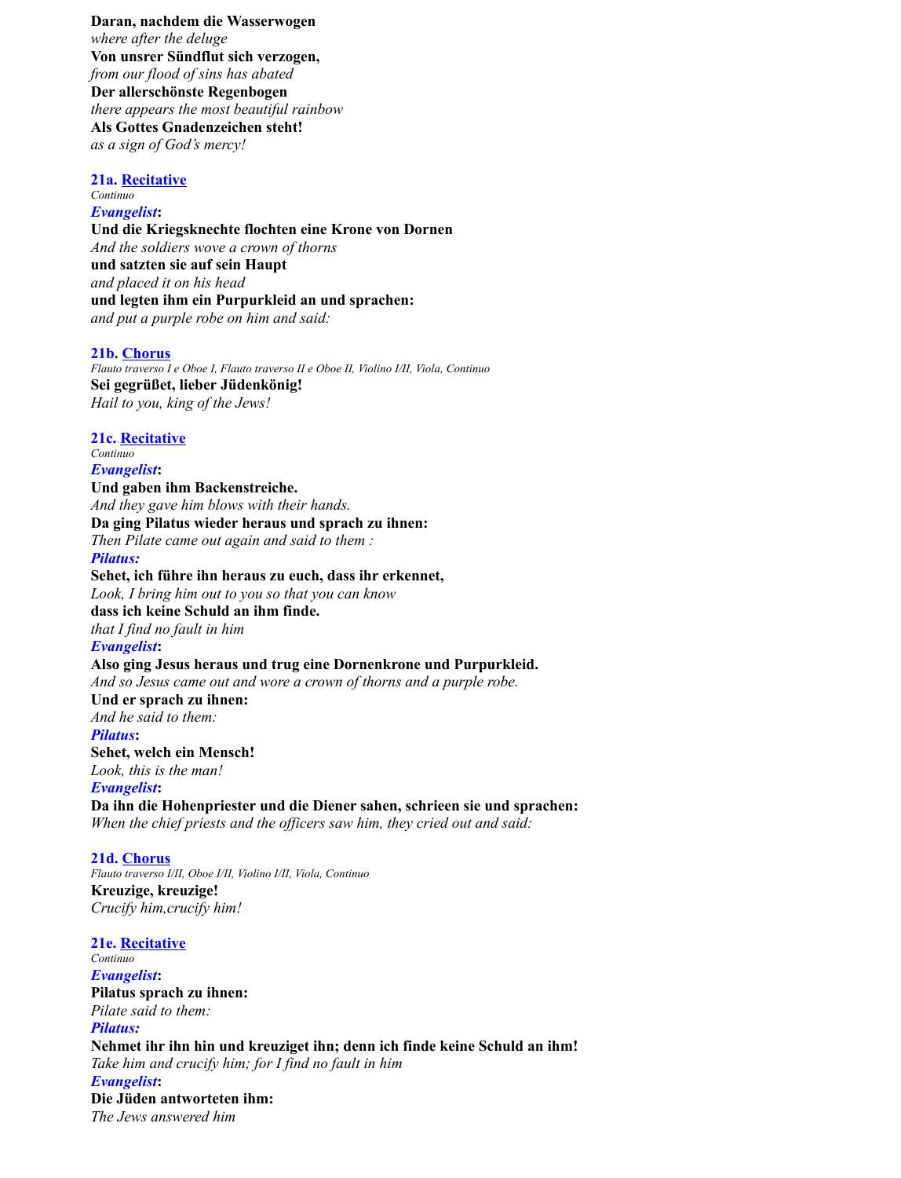**Daran, nachdem die Wasserwogen**
*where after the deluge*
**Von unsrer Sündflut sich verzogen,**
*from our flood of sins has abated*
**Der allerschönste Regenbogen**
*there appears the most beautiful rainbow*
**Als Gottes Gnadenzeichen steht!**
*as a sign of God's mercy!*

### 21a. Recitative

*Continuo*

***Evangelist*:**
**Und die Kriegsknechte flochten eine Krone von Dornen**
*And the soldiers wove a crown of thorns*
**und satzten sie auf sein Haupt**
*and placed it on his head*
**und legten ihm ein Purpurkleid an und sprachen:**
*and put a purple robe on him and said:*

### 21b. Chorus

*Flauto traverso I e Oboe I, Flauto traverso II e Oboe II, Violino I/II, Viola, Continuo*

**Sei gegrüßet, lieber Jüdenkönig!**
*Hail to you, king of the Jews!*

### 21c. Recitative

*Continuo*

***Evangelist*:**
**Und gaben ihm Backenstreiche.**
*And they gave him blows with their hands.*
**Da ging Pilatus wieder heraus und sprach zu ihnen:**
*Then Pilate came out again and said to them :*
***Pilatus:***
**Sehet, ich führe ihn heraus zu euch, dass ihr erkennet,**
*Look, I bring him out to you so that you can know*
**dass ich keine Schuld an ihm finde.**
*that I find no fault in him*
***Evangelist*:**
**Also ging Jesus heraus und trug eine Dornenkrone und Purpurkleid.**
*And so Jesus came out and wore a crown of thorns and a purple robe.*
**Und er sprach zu ihnen:**
*And he said to them:*
***Pilatus*:**
**Sehet, welch ein Mensch!**
*Look, this is the man!*
***Evangelist*:**
**Da ihn die Hohenpriester und die Diener sahen, schrieen sie und sprachen:**
*When the chief priests and the officers saw him, they cried out and said:*

### 21d. Chorus

*Flauto traverso I/II, Oboe I/II, Violino I/II, Viola, Continuo*

**Kreuzige, kreuzige!**
*Crucify him,crucify him!*

### 21e. Recitative

*Continuo*

***Evangelist*:**
**Pilatus sprach zu ihnen:**
*Pilate said to them:*
***Pilatus:***
**Nehmet ihr ihn hin und kreuziget ihn; denn ich finde keine Schuld an ihm!**
*Take him and crucify him; for I find no fault in him*
***Evangelist*:**
**Die Jüden antworteten ihm:**
*The Jews answered him*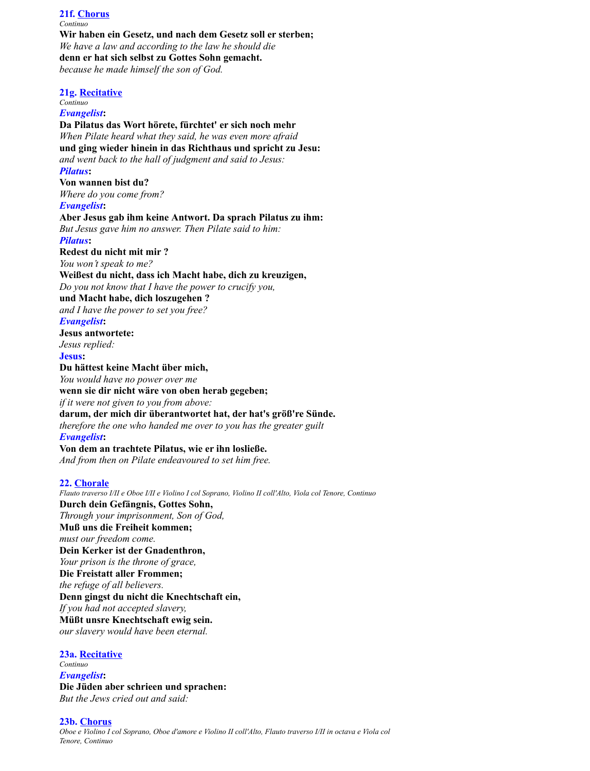### 21f. Chorus

*Continuo*

**Wir haben ein Gesetz, und nach dem Gesetz soll er sterben;**
*We have a law and according to the law he should die*
**denn er hat sich selbst zu Gottes Sohn gemacht.**
*because he made himself the son of God.*

### 21g. Recitative

*Continuo*

***Evangelist*:**
**Da Pilatus das Wort hörete, fürchtet' er sich noch mehr**
*When Pilate heard what they said, he was even more afraid*
**und ging wieder hinein in das Richthaus und spricht zu Jesu:**
*and went back to the hall of judgment and said to Jesus:*
***Pilatus*:**
**Von wannen bist du?**
*Where do you come from?*
***Evangelist*:**
**Aber Jesus gab ihm keine Antwort. Da sprach Pilatus zu ihm:**
*But Jesus gave him no answer. Then Pilate said to him:*
***Pilatus*:**
**Redest du nicht mit mir ?**
*You won't speak to me?*
**Weißest du nicht, dass ich Macht habe, dich zu kreuzigen,**
*Do you not know that I have the power to crucify you,*
**und Macht habe, dich loszugehen ?**
*and I have the power to set you free?*
***Evangelist*:**
**Jesus antwortete:**
*Jesus replied:*
**Jesus:**
**Du hättest keine Macht über mich,**
*You would have no power over me*
**wenn sie dir nicht wäre von oben herab gegeben;**
*if it were not given to you from above:*
**darum, der mich dir überantwortet hat, der hat's größ're Sünde.**
*therefore the one who handed me over to you has the greater guilt*
***Evangelist*:**
**Von dem an trachtete Pilatus, wie er ihn losließe.**
*And from then on Pilate endeavoured to set him free.*

### 22. Chorale

*Flauto traverso I/II e Oboe I/II e Violino I col Soprano, Violino II coll'Alto, Viola col Tenore, Continuo*

**Durch dein Gefängnis, Gottes Sohn,**
*Through your imprisonment, Son of God,*
**Muß uns die Freiheit kommen;**
*must our freedom come.*
**Dein Kerker ist der Gnadenthron,**
*Your prison is the throne of grace,*
**Die Freistatt aller Frommen;**
*the refuge of all believers.*
**Denn gingst du nicht die Knechtschaft ein,**
*If you had not accepted slavery,*
**Müßt unsre Knechtschaft ewig sein.**
*our slavery would have been eternal.*

### 23a. Recitative

*Continuo*

***Evangelist*:**
**Die Jüden aber schrieen und sprachen:**
*But the Jews cried out and said:*

### 23b. Chorus

*Oboe e Violino I col Soprano, Oboe d'amore e Violino II coll'Alto, Flauto traverso I/II in octava e Viola col Tenore, Continuo*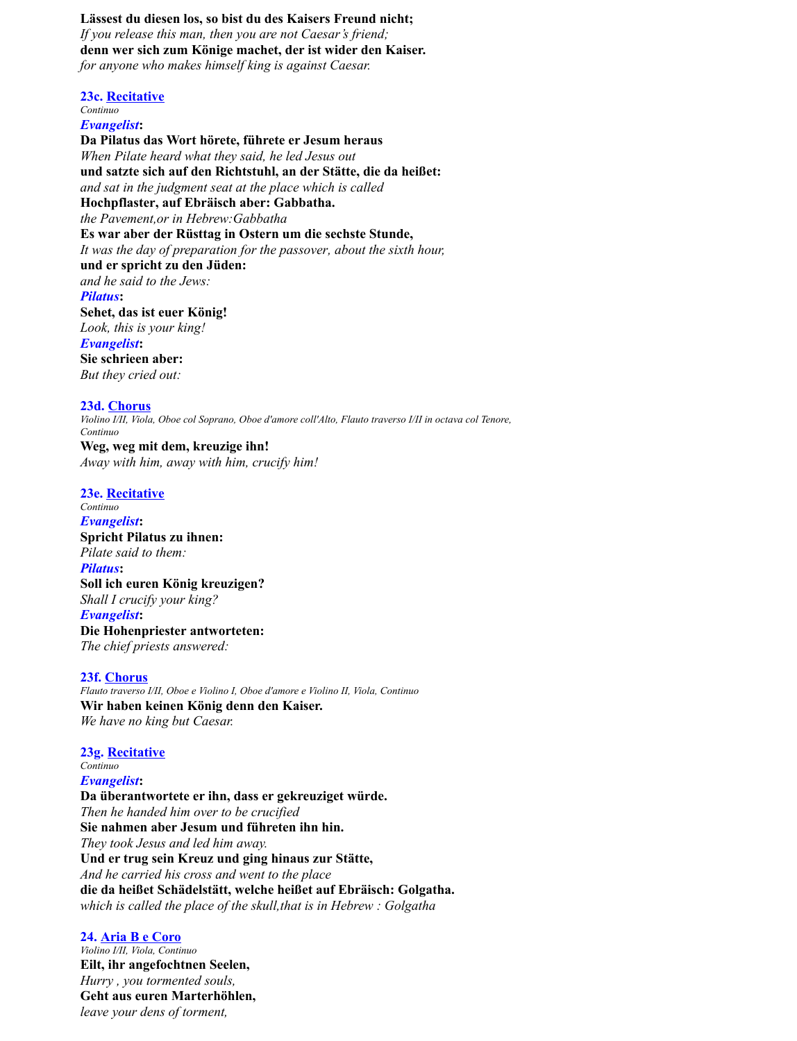**Lässest du diesen los, so bist du des Kaisers Freund nicht;**
*If you release this man, then you are not Caesar's friend;*
**denn wer sich zum Könige machet, der ist wider den Kaiser.**
*for anyone who makes himself king is against Caesar.*

### 23c. Recitative

*Continuo*

***Evangelist*:**
**Da Pilatus das Wort hörete, führete er Jesum heraus**
*When Pilate heard what they said, he led Jesus out*
**und satzte sich auf den Richtstuhl, an der Stätte, die da heißet:**
*and sat in the judgment seat at the place which is called*
**Hochpflaster, auf Ebräisch aber: Gabbatha.**
*the Pavement,or in Hebrew:Gabbatha*
**Es war aber der Rüsttag in Ostern um die sechste Stunde,**
*It was the day of preparation for the passover, about the sixth hour,*
**und er spricht zu den Jüden:**
*and he said to the Jews:*
***Pilatus*:**
**Sehet, das ist euer König!**
*Look, this is your king!*
***Evangelist*:**
**Sie schrieen aber:**
*But they cried out:*

### 23d. Chorus

*Violino I/II, Viola, Oboe col Soprano, Oboe d'amore coll'Alto, Flauto traverso I/II in octava col Tenore, Continuo*

**Weg, weg mit dem, kreuzige ihn!**
*Away with him, away with him, crucify him!*

### 23e. Recitative

*Continuo*

***Evangelist*:**
**Spricht Pilatus zu ihnen:**
*Pilate said to them:*
***Pilatus*:**
**Soll ich euren König kreuzigen?**
*Shall I crucify your king?*
***Evangelist*:**
**Die Hohenpriester antworteten:**
*The chief priests answered:*

### 23f. Chorus

*Flauto traverso I/II, Oboe e Violino I, Oboe d'amore e Violino II, Viola, Continuo*

**Wir haben keinen König denn den Kaiser.**
*We have no king but Caesar.*

### 23g. Recitative

*Continuo*

***Evangelist*:**
**Da überantwortete er ihn, dass er gekreuziget würde.**
*Then he handed him over to be crucified*
**Sie nahmen aber Jesum und führeten ihn hin.**
*They took Jesus and led him away.*
**Und er trug sein Kreuz und ging hinaus zur Stätte,**
*And he carried his cross and went to the place*
**die da heißet Schädelstätt, welche heißet auf Ebräisch: Golgatha.**
*which is called the place of the skull,that is in Hebrew : Golgatha*

### 24. Aria B e Coro

*Violino I/II, Viola, Continuo*

**Eilt, ihr angefochtnen Seelen,**
*Hurry , you tormented souls,*
**Geht aus euren Marterhöhlen,**
*leave your dens of torment,*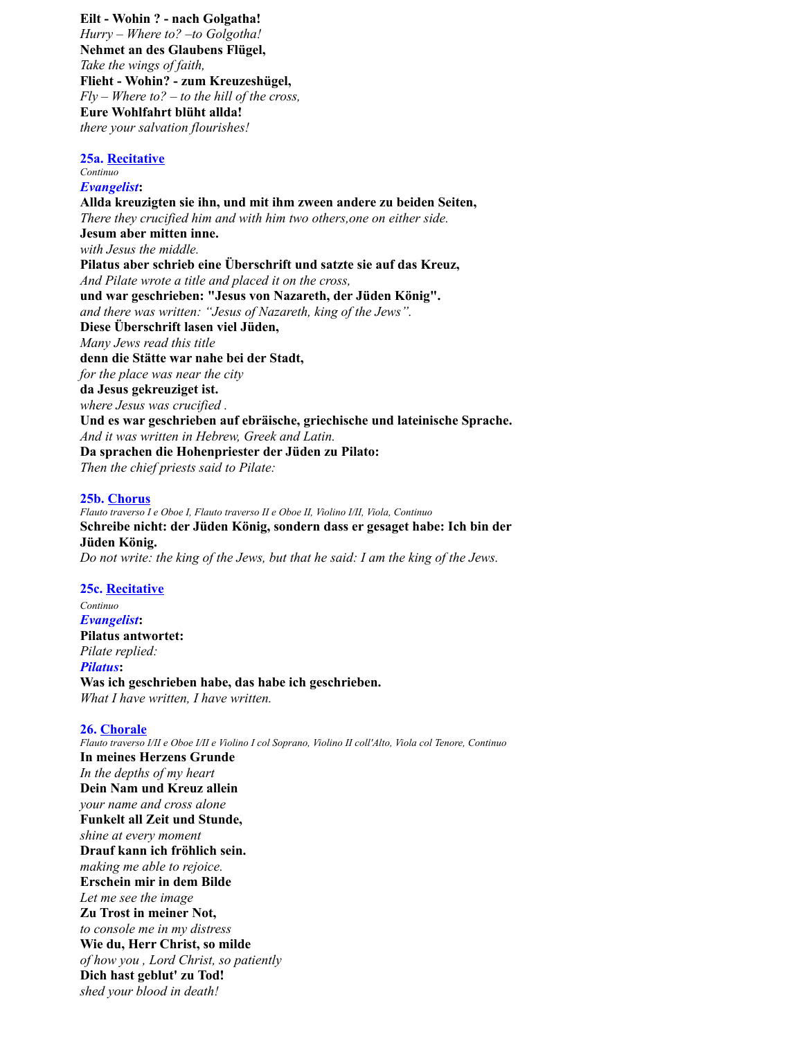**Eilt - Wohin ? - nach Golgatha!**
*Hurry – Where to? –to Golgotha!*
**Nehmet an des Glaubens Flügel,**
*Take the wings of faith,*
**Flieht - Wohin? - zum Kreuzeshügel,**
*Fly – Where to? – to the hill of the cross,*
**Eure Wohlfahrt blüht allda!**
*there your salvation flourishes!*

### 25a. Recitative

*Continuo*

***Evangelist*:**

**Allda kreuzigten sie ihn, und mit ihm zween andere zu beiden Seiten,**
*There they crucified him and with him two others,one on either side.*
**Jesum aber mitten inne.**
*with Jesus the middle.*
**Pilatus aber schrieb eine Überschrift und satzte sie auf das Kreuz,**
*And Pilate wrote a title and placed it on the cross,*
**und war geschrieben: "Jesus von Nazareth, der Jüden König".**
*and there was written: "Jesus of Nazareth, king of the Jews".*
**Diese Überschrift lasen viel Jüden,**
*Many Jews read this title*
**denn die Stätte war nahe bei der Stadt,**
*for the place was near the city*
**da Jesus gekreuziget ist.**
*where Jesus was crucified .*
**Und es war geschrieben auf ebräische, griechische und lateinische Sprache.**
*And it was written in Hebrew, Greek and Latin.*
**Da sprachen die Hohenpriester der Jüden zu Pilato:**
*Then the chief priests said to Pilate:*

### 25b. Chorus

*Flauto traverso I e Oboe I, Flauto traverso II e Oboe II, Violino I/II, Viola, Continuo*

**Schreibe nicht: der Jüden König, sondern dass er gesaget habe: Ich bin der Jüden König.**
*Do not write: the king of the Jews, but that he said: I am the king of the Jews.*

### 25c. Recitative

*Continuo*

***Evangelist*:**

**Pilatus antwortet:**
*Pilate replied:*

***Pilatus*:**

**Was ich geschrieben habe, das habe ich geschrieben.**
*What I have written, I have written.*

### 26. Chorale

*Flauto traverso I/II e Oboe I/II e Violino I col Soprano, Violino II coll'Alto, Viola col Tenore, Continuo*

**In meines Herzens Grunde**
*In the depths of my heart*
**Dein Nam und Kreuz allein**
*your name and cross alone*
**Funkelt all Zeit und Stunde,**
*shine at every moment*
**Drauf kann ich fröhlich sein.**
*making me able to rejoice.*
**Erschein mir in dem Bilde**
*Let me see the image*
**Zu Trost in meiner Not,**
*to console me in my distress*
**Wie du, Herr Christ, so milde**
*of how you , Lord Christ, so patiently*
**Dich hast geblut' zu Tod!**
*shed your blood in death!*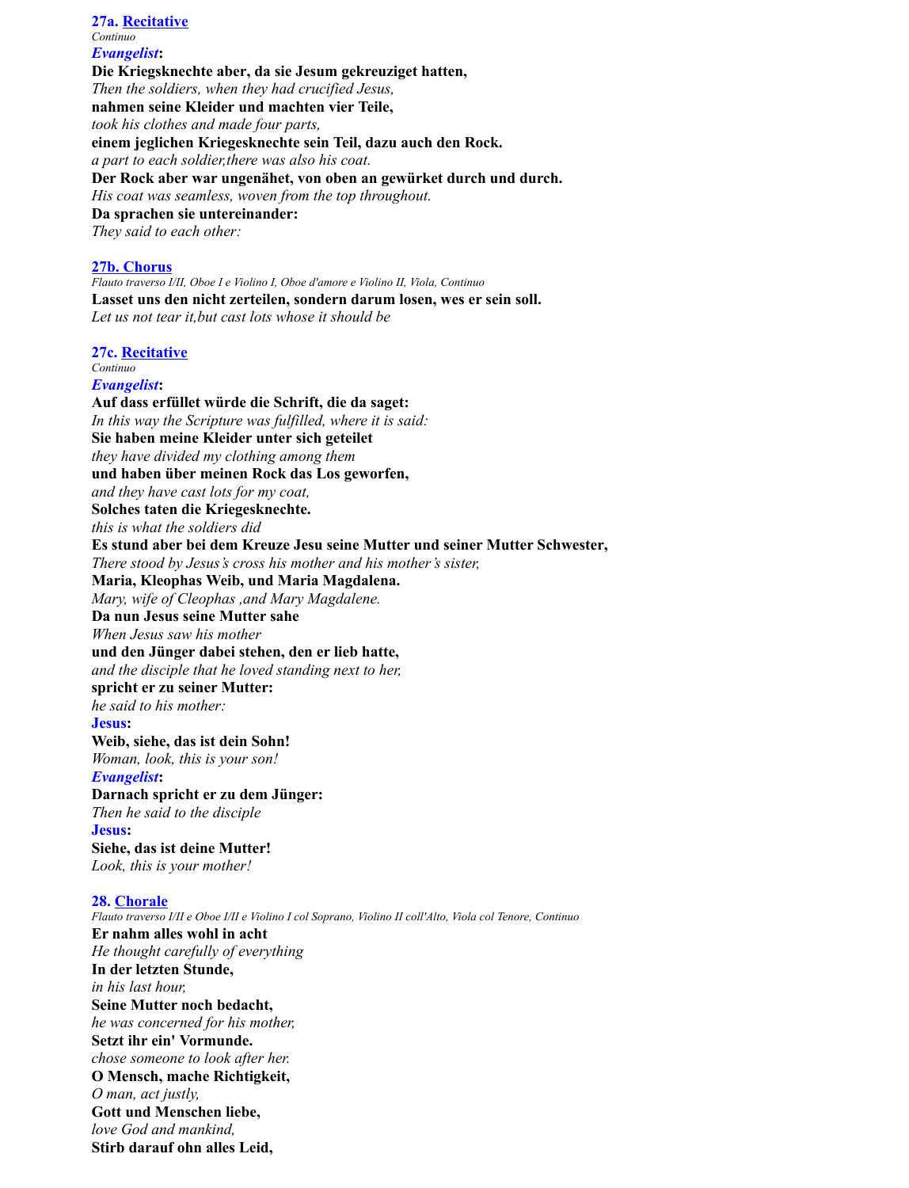**27a. Recitative**
*Continuo*
***Evangelist*:**
**Die Kriegsknechte aber, da sie Jesum gekreuziget hatten,**
*Then the soldiers, when they had crucified Jesus,*
**nahmen seine Kleider und machten vier Teile,**
*took his clothes and made four parts,*
**einem jeglichen Kriegesknechte sein Teil, dazu auch den Rock.**
*a part to each soldier,there was also his coat.*
**Der Rock aber war ungenähet, von oben an gewürket durch und durch.**
*His coat was seamless, woven from the top throughout.*
**Da sprachen sie untereinander:**
*They said to each other:*

**27b. Chorus**
*Flauto traverso I/II, Oboe I e Violino I, Oboe d'amore e Violino II, Viola, Continuo*
**Lasset uns den nicht zerteilen, sondern darum losen, wes er sein soll.**
*Let us not tear it,but cast lots whose it should be*

**27c. Recitative**
*Continuo*
***Evangelist*:**
**Auf dass erfüllet würde die Schrift, die da saget:**
*In this way the Scripture was fulfilled, where it is said:*
**Sie haben meine Kleider unter sich geteilet**
*they have divided my clothing among them*
**und haben über meinen Rock das Los geworfen,**
*and they have cast lots for my coat,*
**Solches taten die Kriegesknechte.**
*this is what the soldiers did*
**Es stund aber bei dem Kreuze Jesu seine Mutter und seiner Mutter Schwester,**
*There stood by Jesus's cross his mother and his mother's sister,*
**Maria, Kleophas Weib, und Maria Magdalena.**
*Mary, wife of Cleophas ,and Mary Magdalene.*
**Da nun Jesus seine Mutter sahe**
*When Jesus saw his mother*
**und den Jünger dabei stehen, den er lieb hatte,**
*and the disciple that he loved standing next to her,*
**spricht er zu seiner Mutter:**
*he said to his mother:*
**Jesus:**
**Weib, siehe, das ist dein Sohn!**
*Woman, look, this is your son!*
***Evangelist*:**
**Darnach spricht er zu dem Jünger:**
*Then he said to the disciple*
**Jesus:**
**Siehe, das ist deine Mutter!**
*Look, this is your mother!*

**28. Chorale**
*Flauto traverso I/II e Oboe I/II e Violino I col Soprano, Violino II coll'Alto, Viola col Tenore, Continuo*
**Er nahm alles wohl in acht**
*He thought carefully of everything*
**In der letzten Stunde,**
*in his last hour,*
**Seine Mutter noch bedacht,**
*he was concerned for his mother,*
**Setzt ihr ein' Vormunde.**
*chose someone to look after her.*
**O Mensch, mache Richtigkeit,**
*O man, act justly,*
**Gott und Menschen liebe,**
*love God and mankind,*
**Stirb darauf ohn alles Leid,**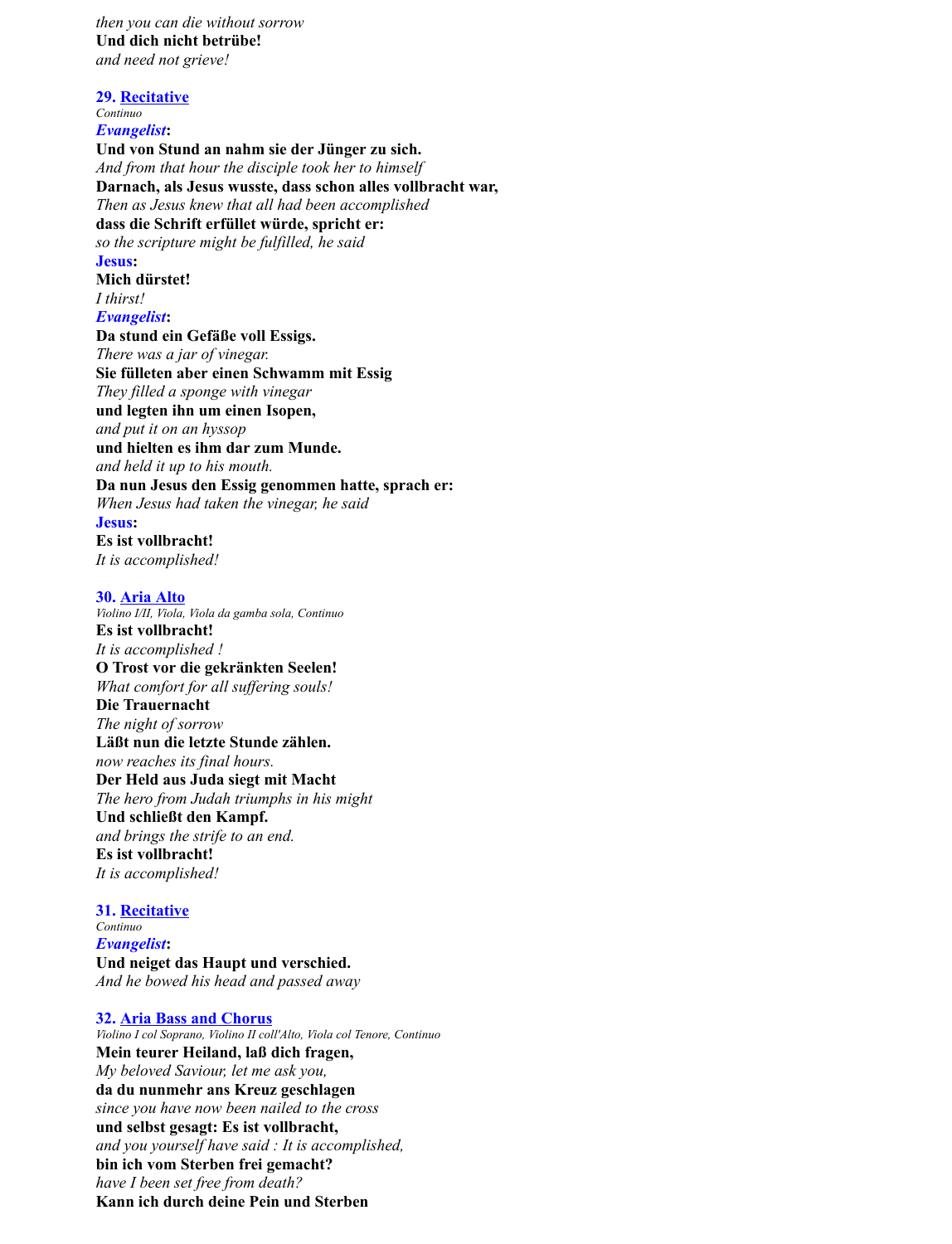*then you can die without sorrow*
**Und dich nicht betrübe!**
*and need not grieve!*

**29. Recitative**
*Continuo*
***Evangelist*:**
**Und von Stund an nahm sie der Jünger zu sich.**
*And from that hour the disciple took her to himself*
**Darnach, als Jesus wusste, dass schon alles vollbracht war,**
*Then as Jesus knew that all had been accomplished*
**dass die Schrift erfüllet würde, spricht er:**
*so the scripture might be fulfilled, he said*
**Jesus:**
**Mich dürstet!**
*I thirst!*
***Evangelist*:**
**Da stund ein Gefäße voll Essigs.**
*There was a jar of vinegar.*
**Sie fülleten aber einen Schwamm mit Essig**
*They filled a sponge with vinegar*
**und legten ihn um einen Isopen,**
*and put it on an hyssop*
**und hielten es ihm dar zum Munde.**
*and held it up to his mouth.*
**Da nun Jesus den Essig genommen hatte, sprach er:**
*When Jesus had taken the vinegar, he said*
**Jesus:**
**Es ist vollbracht!**
*It is accomplished!*

**30. Aria Alto**
*Violino I/II, Viola, Viola da gamba sola, Continuo*
**Es ist vollbracht!**
*It is accomplished !*
**O Trost vor die gekränkten Seelen!**
*What comfort for all suffering souls!*
**Die Trauernacht**
*The night of sorrow*
**Läßt nun die letzte Stunde zählen.**
*now reaches its final hours.*
**Der Held aus Juda siegt mit Macht**
*The hero from Judah triumphs in his might*
**Und schließt den Kampf.**
*and brings the strife to an end.*
**Es ist vollbracht!**
*It is accomplished!*

**31. Recitative**
*Continuo*
***Evangelist*:**
**Und neiget das Haupt und verschied.**
*And he bowed his head and passed away*

**32. Aria Bass and Chorus**
*Violino I col Soprano, Violino II coll'Alto, Viola col Tenore, Continuo*
**Mein teurer Heiland, laß dich fragen,**
*My beloved Saviour, let me ask you,*
**da du nunmehr ans Kreuz geschlagen**
*since you have now been nailed to the cross*
**und selbst gesagt: Es ist vollbracht,**
*and you yourself have said : It is accomplished,*
**bin ich vom Sterben frei gemacht?**
*have I been set free from death?*
**Kann ich durch deine Pein und Sterben**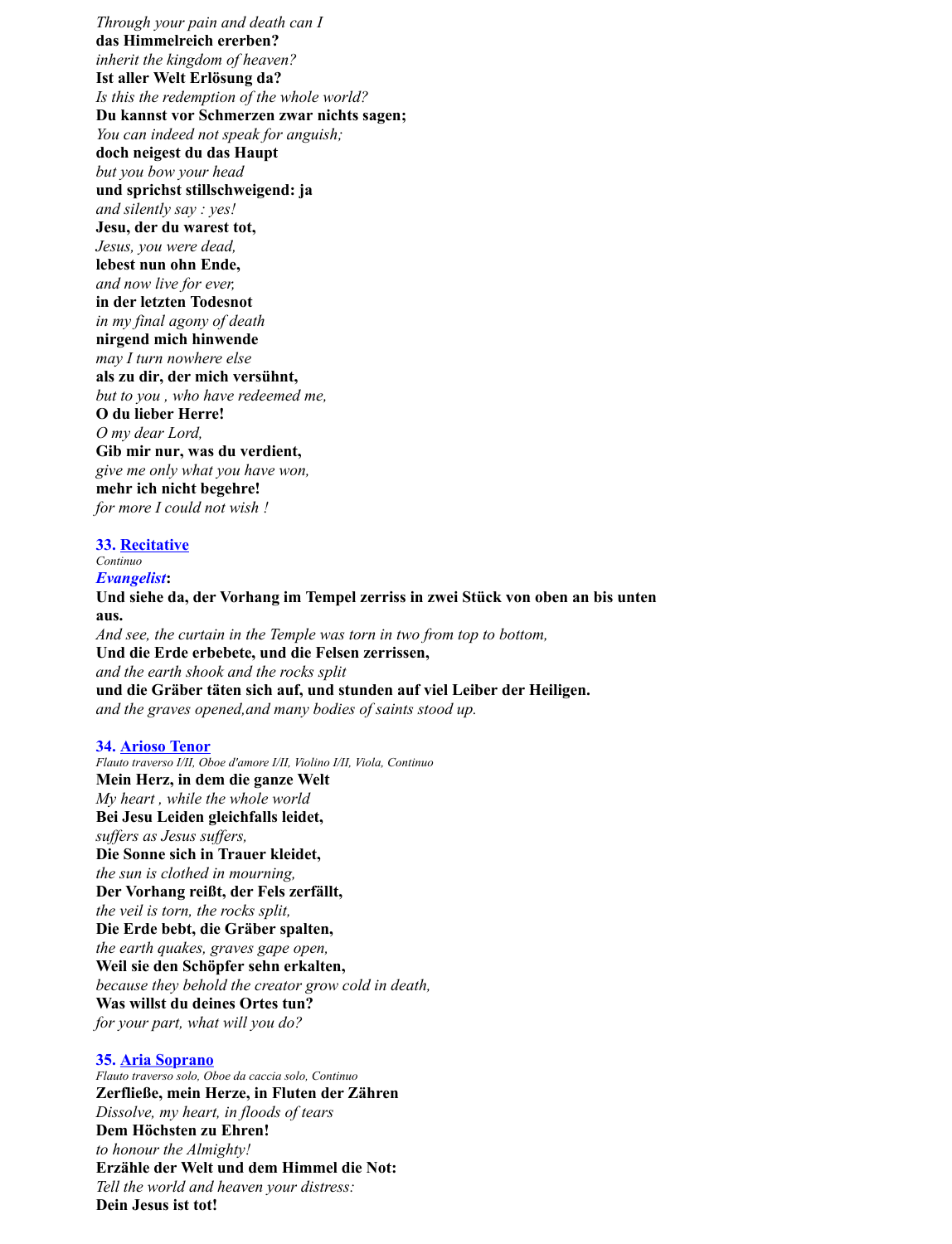*Through your pain and death can I*
**das Himmelreich ererben?**
*inherit the kingdom of heaven?*
**Ist aller Welt Erlösung da?**
*Is this the redemption of the whole world?*
**Du kannst vor Schmerzen zwar nichts sagen;**
*You can indeed not speak for anguish;*
**doch neigest du das Haupt**
*but you bow your head*
**und sprichst stillschweigend: ja**
*and silently say : yes!*
**Jesu, der du warest tot,**
*Jesus, you were dead,*
**lebest nun ohn Ende,**
*and now live for ever,*
**in der letzten Todesnot**
*in my final agony of death*
**nirgend mich hinwende**
*may I turn nowhere else*
**als zu dir, der mich versühnt,**
*but to you , who have redeemed me,*
**O du lieber Herre!**
*O my dear Lord,*
**Gib mir nur, was du verdient,**
*give me only what you have won,*
**mehr ich nicht begehre!**
*for more I could not wish !*

### 33. Recitative

*Continuo*

***Evangelist*:**

**Und siehe da, der Vorhang im Tempel zerriss in zwei Stück von oben an bis unten aus.**
*And see, the curtain in the Temple was torn in two from top to bottom,*
**Und die Erde erbebete, und die Felsen zerrissen,**
*and the earth shook and the rocks split*
**und die Gräber täten sich auf, und stunden auf viel Leiber der Heiligen.**
*and the graves opened,and many bodies of saints stood up.*

### 34. Arioso Tenor

*Flauto traverso I/II, Oboe d'amore I/II, Violino I/II, Viola, Continuo*

**Mein Herz, in dem die ganze Welt**
*My heart , while the whole world*
**Bei Jesu Leiden gleichfalls leidet,**
*suffers as Jesus suffers,*
**Die Sonne sich in Trauer kleidet,**
*the sun is clothed in mourning,*
**Der Vorhang reißt, der Fels zerfällt,**
*the veil is torn, the rocks split,*
**Die Erde bebt, die Gräber spalten,**
*the earth quakes, graves gape open,*
**Weil sie den Schöpfer sehn erkalten,**
*because they behold the creator grow cold in death,*
**Was willst du deines Ortes tun?**
*for your part, what will you do?*

### 35. Aria Soprano

*Flauto traverso solo, Oboe da caccia solo, Continuo*

**Zerfließe, mein Herze, in Fluten der Zähren**
*Dissolve, my heart, in floods of tears*
**Dem Höchsten zu Ehren!**
*to honour the Almighty!*
**Erzähle der Welt und dem Himmel die Not:**
*Tell the world and heaven your distress:*
**Dein Jesus ist tot!**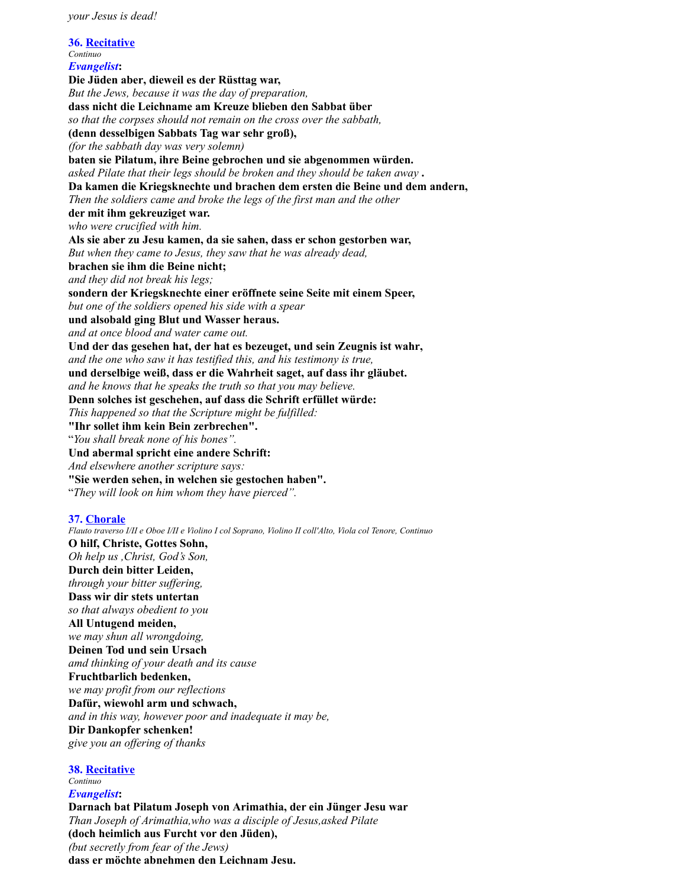*your Jesus is dead!*

**36. Recitative**
*Continuo*
***Evangelist*:**
**Die Jüden aber, dieweil es der Rüsttag war,**
*But the Jews, because it was the day of preparation,*
**dass nicht die Leichname am Kreuze blieben den Sabbat über**
*so that the corpses should not remain on the cross over the sabbath,*
**(denn desselbigen Sabbats Tag war sehr groß),**
*(for the sabbath day was very solemn)*
**baten sie Pilatum, ihre Beine gebrochen und sie abgenommen würden.**
*asked Pilate that their legs should be broken and they should be taken away* **.**
**Da kamen die Kriegsknechte und brachen dem ersten die Beine und dem andern,**
*Then the soldiers came and broke the legs of the first man and the other*
**der mit ihm gekreuziget war.**
*who were crucified with him.*
**Als sie aber zu Jesu kamen, da sie sahen, dass er schon gestorben war,**
*But when they came to Jesus, they saw that he was already dead,*
**brachen sie ihm die Beine nicht;**
*and they did not break his legs;*
**sondern der Kriegsknechte einer eröffnete seine Seite mit einem Speer,**
*but one of the soldiers opened his side with a spear*
**und alsobald ging Blut und Wasser heraus.**
*and at once blood and water came out.*
**Und der das gesehen hat, der hat es bezeuget, und sein Zeugnis ist wahr,**
*and the one who saw it has testified this, and his testimony is true,*
**und derselbige weiß, dass er die Wahrheit saget, auf dass ihr gläubet.**
*and he knows that he speaks the truth so that you may believe.*
**Denn solches ist geschehen, auf dass die Schrift erfüllet würde:**
*This happened so that the Scripture might be fulfilled:*
**"Ihr sollet ihm kein Bein zerbrechen".**
"*You shall break none of his bones".*
**Und abermal spricht eine andere Schrift:**
*And elsewhere another scripture says:*
**"Sie werden sehen, in welchen sie gestochen haben".**
"*They will look on him whom they have pierced".*

**37. Chorale**
*Flauto traverso I/II e Oboe I/II e Violino I col Soprano, Violino II coll'Alto, Viola col Tenore, Continuo*
**O hilf, Christe, Gottes Sohn,**
*Oh help us ,Christ, God's Son,*
**Durch dein bitter Leiden,**
*through your bitter suffering,*
**Dass wir dir stets untertan**
*so that always obedient to you*
**All Untugend meiden,**
*we may shun all wrongdoing,*
**Deinen Tod und sein Ursach**
*amd thinking of your death and its cause*
**Fruchtbarlich bedenken,**
*we may profit from our reflections*
**Dafür, wiewohl arm und schwach,**
*and in this way, however poor and inadequate it may be,*
**Dir Dankopfer schenken!**
*give you an offering of thanks*

**38. Recitative**
*Continuo*
***Evangelist*:**
**Darnach bat Pilatum Joseph von Arimathia, der ein Jünger Jesu war**
*Than Joseph of Arimathia,who was a disciple of Jesus,asked Pilate*
**(doch heimlich aus Furcht vor den Jüden),**
*(but secretly from fear of the Jews)*
**dass er möchte abnehmen den Leichnam Jesu.**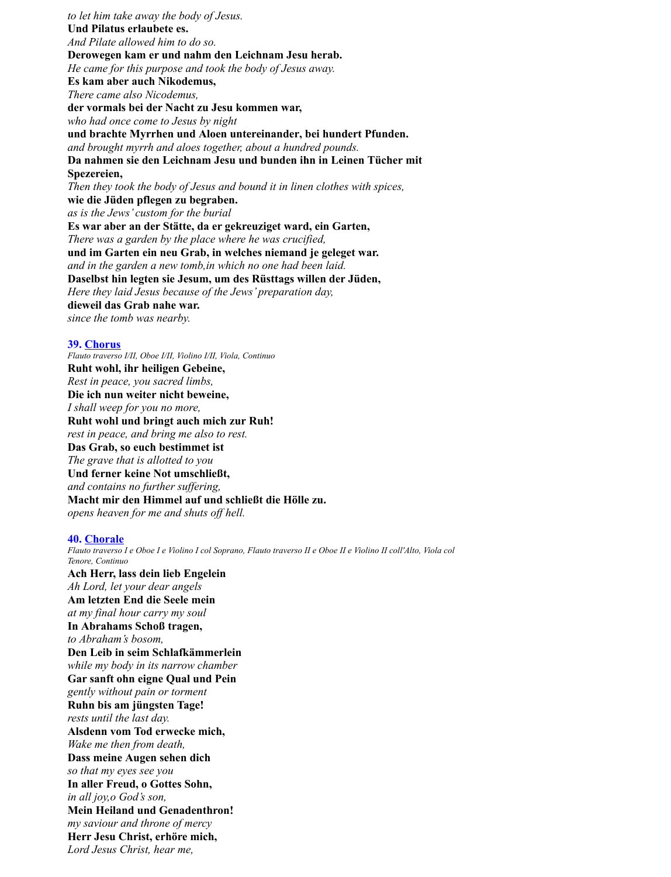*to let him take away the body of Jesus.*
**Und Pilatus erlaubete es.**
*And Pilate allowed him to do so.*
**Derowegen kam er und nahm den Leichnam Jesu herab.**
*He came for this purpose and took the body of Jesus away.*
**Es kam aber auch Nikodemus,**
*There came also Nicodemus,*
**der vormals bei der Nacht zu Jesu kommen war,**
*who had once come to Jesus by night*
**und brachte Myrrhen und Aloen untereinander, bei hundert Pfunden.**
*and brought myrrh and aloes together, about a hundred pounds.*
**Da nahmen sie den Leichnam Jesu und bunden ihn in Leinen Tücher mit Spezereien,**
*Then they took the body of Jesus and bound it in linen clothes with spices,*
**wie die Jüden pflegen zu begraben.**
*as is the Jews' custom for the burial*
**Es war aber an der Stätte, da er gekreuziget ward, ein Garten,**
*There was a garden by the place where he was crucified,*
**und im Garten ein neu Grab, in welches niemand je geleget war.**
*and in the garden a new tomb,in which no one had been laid.*
**Daselbst hin legten sie Jesum, um des Rüsttags willen der Jüden,**
*Here they laid Jesus because of the Jews' preparation day,*
**dieweil das Grab nahe war.**
*since the tomb was nearby.*

### 39. Chorus

*Flauto traverso I/II, Oboe I/II, Violino I/II, Viola, Continuo*

**Ruht wohl, ihr heiligen Gebeine,**
*Rest in peace, you sacred limbs,*
**Die ich nun weiter nicht beweine,**
*I shall weep for you no more,*
**Ruht wohl und bringt auch mich zur Ruh!**
*rest in peace, and bring me also to rest.*
**Das Grab, so euch bestimmet ist**
*The grave that is allotted to you*
**Und ferner keine Not umschließt,**
*and contains no further suffering,*
**Macht mir den Himmel auf und schließt die Hölle zu.**
*opens heaven for me and shuts off hell.*

### 40. Chorale

*Flauto traverso I e Oboe I e Violino I col Soprano, Flauto traverso II e Oboe II e Violino II coll'Alto, Viola col Tenore, Continuo*

**Ach Herr, lass dein lieb Engelein**
*Ah Lord, let your dear angels*
**Am letzten End die Seele mein**
*at my final hour carry my soul*
**In Abrahams Schoß tragen,**
*to Abraham's bosom,*
**Den Leib in seim Schlafkämmerlein**
*while my body in its narrow chamber*
**Gar sanft ohn eigne Qual und Pein**
*gently without pain or torment*
**Ruhn bis am jüngsten Tage!**
*rests until the last day.*
**Alsdenn vom Tod erwecke mich,**
*Wake me then from death,*
**Dass meine Augen sehen dich**
*so that my eyes see you*
**In aller Freud, o Gottes Sohn,**
*in all joy,o God's son,*
**Mein Heiland und Genadenthron!**
*my saviour and throne of mercy*
**Herr Jesu Christ, erhöre mich,**
*Lord Jesus Christ, hear me,*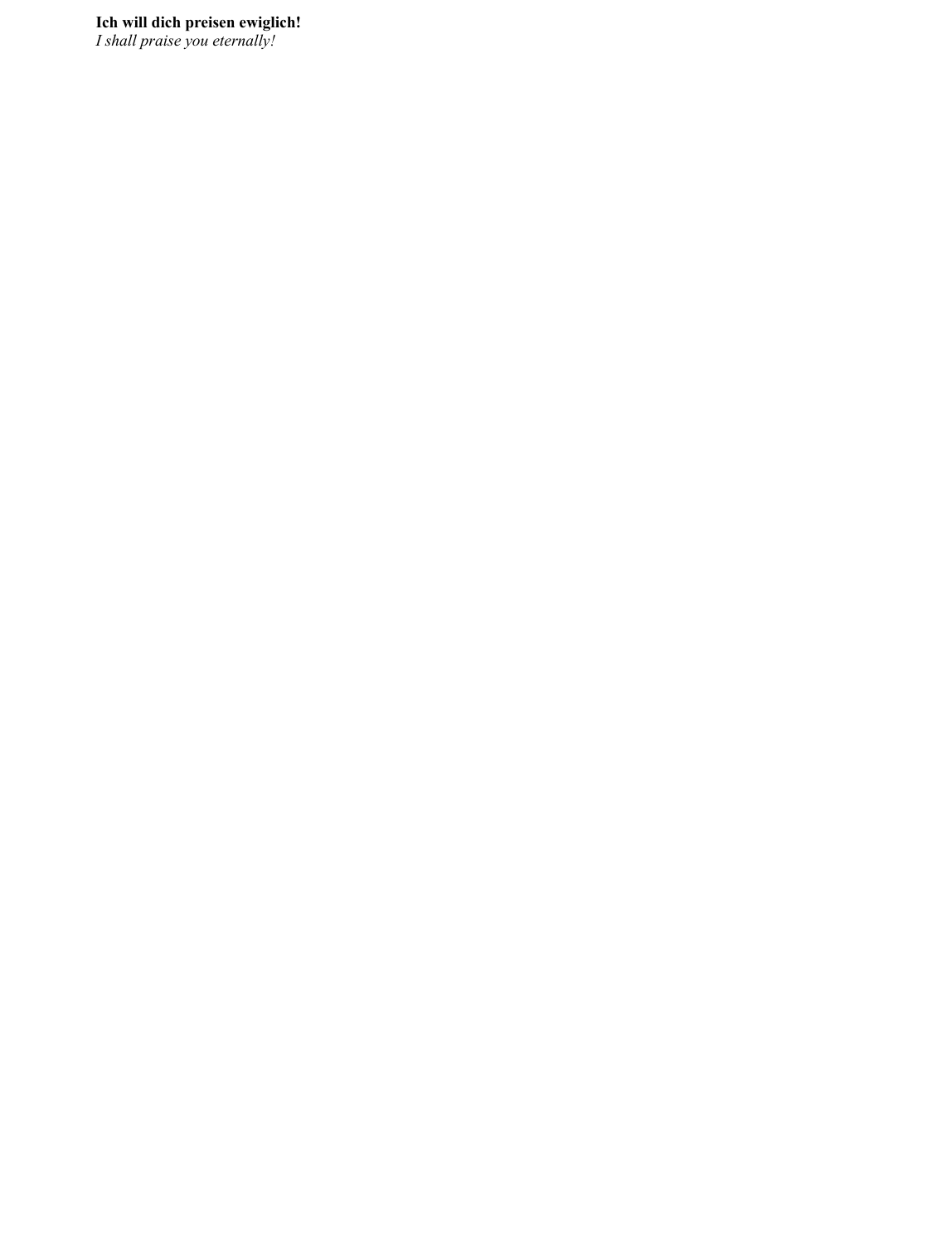**Ich will dich preisen ewiglich!**
*I shall praise you eternally!*